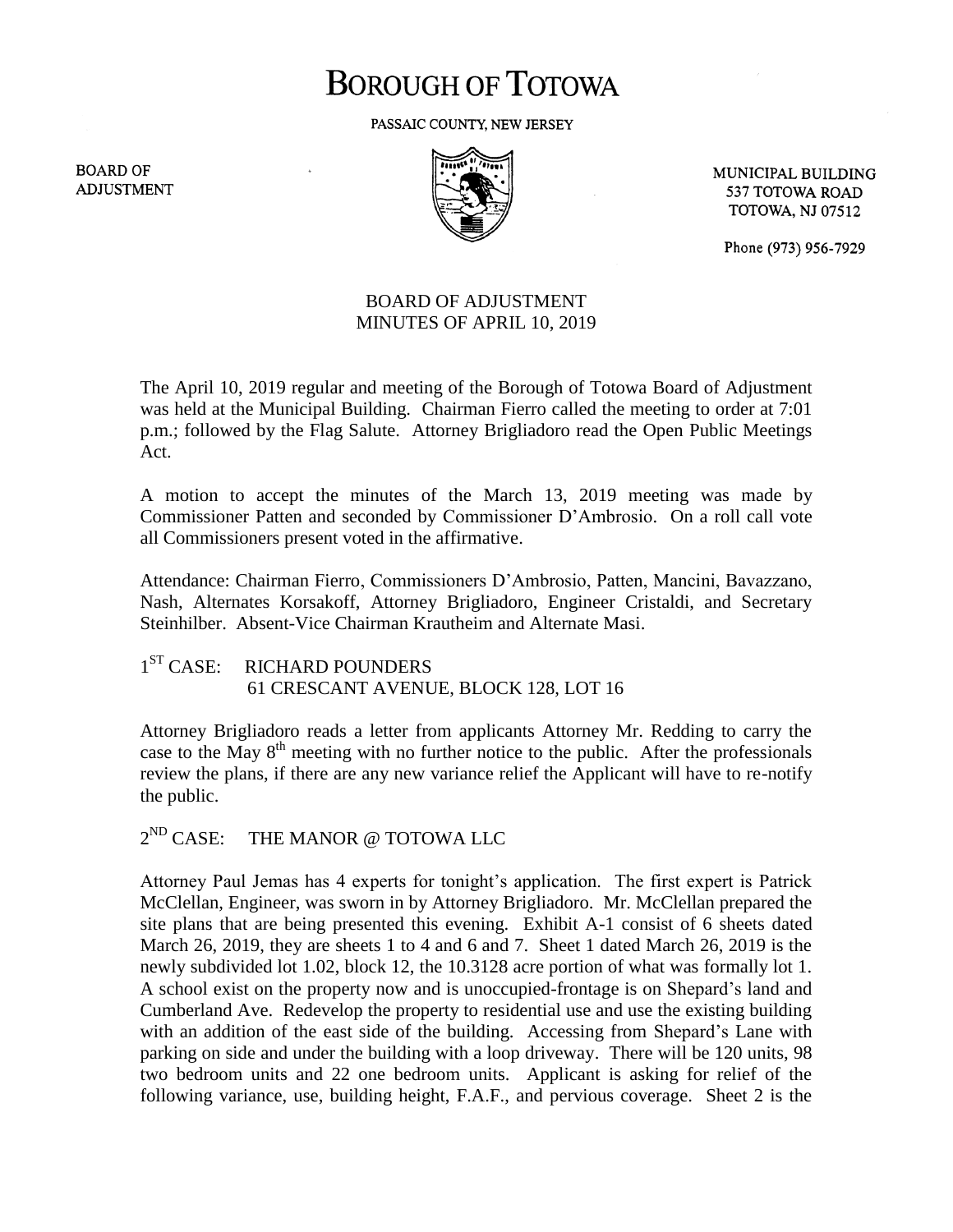# BOROUGH OF TOTOWA

PASSAIC COUNTY, NEW JERSEY

BOARD OF ADJUSTMENT

MUNICIPAL BUILDING
537 TOTOWA ROAD
TOTOWA, NJ 07512

Phone (973) 956-7929

## BOARD OF ADJUSTMENT
## MINUTES OF APRIL 10, 2019

The April 10, 2019 regular and meeting of the Borough of Totowa Board of Adjustment was held at the Municipal Building. Chairman Fierro called the meeting to order at 7:01 p.m.; followed by the Flag Salute. Attorney Brigliadoro read the Open Public Meetings Act.

A motion to accept the minutes of the March 13, 2019 meeting was made by Commissioner Patten and seconded by Commissioner D'Ambrosio. On a roll call vote all Commissioners present voted in the affirmative.

Attendance: Chairman Fierro, Commissioners D'Ambrosio, Patten, Mancini, Bavazzano, Nash, Alternates Korsakoff, Attorney Brigliadoro, Engineer Cristaldi, and Secretary Steinhilber. Absent-Vice Chairman Krautheim and Alternate Masi.

1ST CASE: RICHARD POUNDERS
61 CRESCANT AVENUE, BLOCK 128, LOT 16

Attorney Brigliadoro reads a letter from applicants Attorney Mr. Redding to carry the case to the May 8th meeting with no further notice to the public. After the professionals review the plans, if there are any new variance relief the Applicant will have to re-notify the public.

2ND CASE: THE MANOR @ TOTOWA LLC

Attorney Paul Jemas has 4 experts for tonight's application. The first expert is Patrick McClellan, Engineer, was sworn in by Attorney Brigliadoro. Mr. McClellan prepared the site plans that are being presented this evening. Exhibit A-1 consist of 6 sheets dated March 26, 2019, they are sheets 1 to 4 and 6 and 7. Sheet 1 dated March 26, 2019 is the newly subdivided lot 1.02, block 12, the 10.3128 acre portion of what was formally lot 1. A school exist on the property now and is unoccupied-frontage is on Shepard's land and Cumberland Ave. Redevelop the property to residential use and use the existing building with an addition of the east side of the building. Accessing from Shepard's Lane with parking on side and under the building with a loop driveway. There will be 120 units, 98 two bedroom units and 22 one bedroom units. Applicant is asking for relief of the following variance, use, building height, F.A.F., and pervious coverage. Sheet 2 is the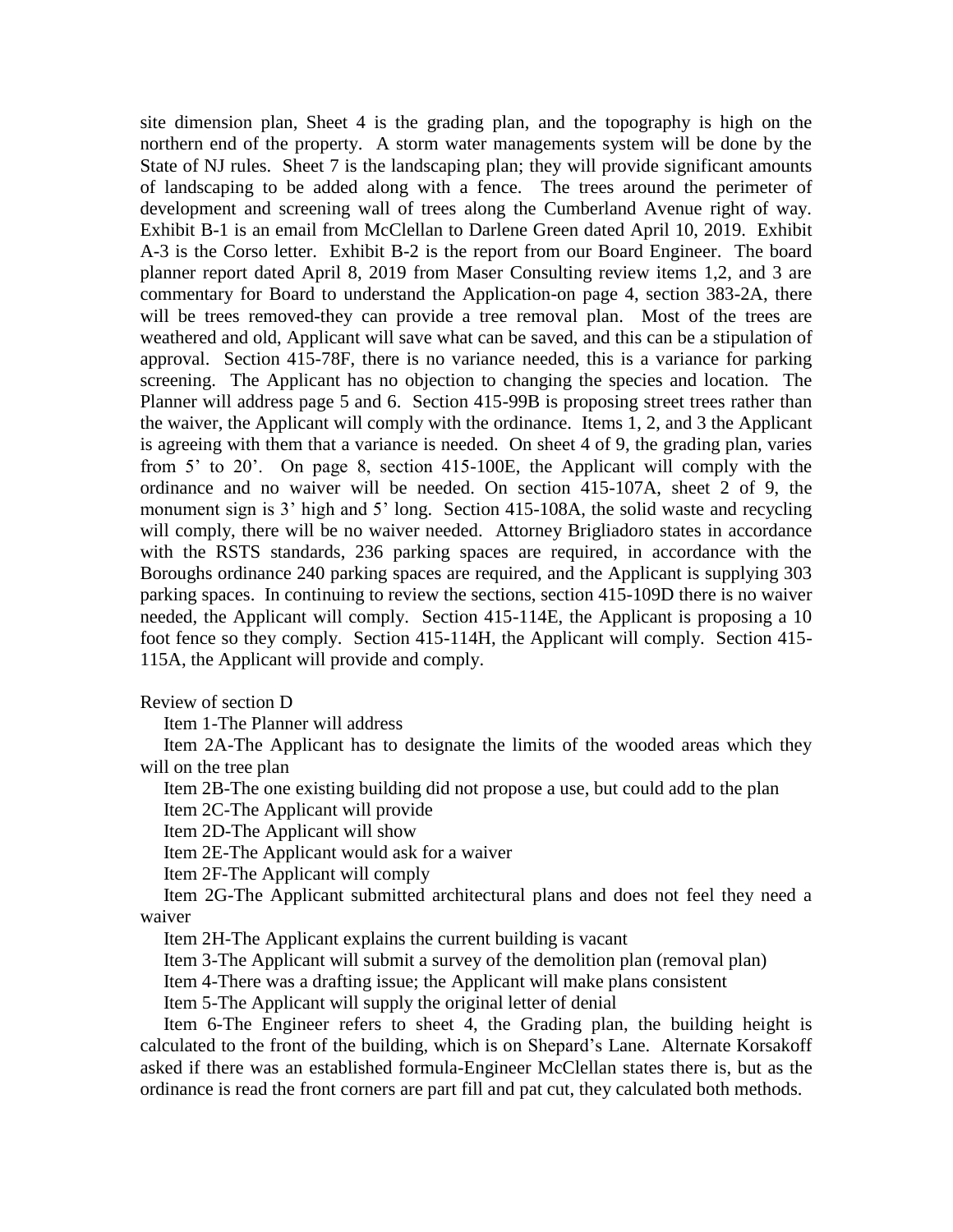site dimension plan, Sheet 4 is the grading plan, and the topography is high on the northern end of the property. A storm water managements system will be done by the State of NJ rules. Sheet 7 is the landscaping plan; they will provide significant amounts of landscaping to be added along with a fence. The trees around the perimeter of development and screening wall of trees along the Cumberland Avenue right of way. Exhibit B-1 is an email from McClellan to Darlene Green dated April 10, 2019. Exhibit A-3 is the Corso letter. Exhibit B-2 is the report from our Board Engineer. The board planner report dated April 8, 2019 from Maser Consulting review items 1,2, and 3 are commentary for Board to understand the Application-on page 4, section 383-2A, there will be trees removed-they can provide a tree removal plan. Most of the trees are weathered and old, Applicant will save what can be saved, and this can be a stipulation of approval. Section 415-78F, there is no variance needed, this is a variance for parking screening. The Applicant has no objection to changing the species and location. The Planner will address page 5 and 6. Section 415-99B is proposing street trees rather than the waiver, the Applicant will comply with the ordinance. Items 1, 2, and 3 the Applicant is agreeing with them that a variance is needed. On sheet 4 of 9, the grading plan, varies from 5' to 20'. On page 8, section 415-100E, the Applicant will comply with the ordinance and no waiver will be needed. On section 415-107A, sheet 2 of 9, the monument sign is 3' high and 5' long. Section 415-108A, the solid waste and recycling will comply, there will be no waiver needed. Attorney Brigliadoro states in accordance with the RSTS standards, 236 parking spaces are required, in accordance with the Boroughs ordinance 240 parking spaces are required, and the Applicant is supplying 303 parking spaces. In continuing to review the sections, section 415-109D there is no waiver needed, the Applicant will comply. Section 415-114E, the Applicant is proposing a 10 foot fence so they comply. Section 415-114H, the Applicant will comply. Section 415-115A, the Applicant will provide and comply.

Review of section D

Item 1-The Planner will address

Item 2A-The Applicant has to designate the limits of the wooded areas which they will on the tree plan

Item 2B-The one existing building did not propose a use, but could add to the plan

Item 2C-The Applicant will provide

Item 2D-The Applicant will show

Item 2E-The Applicant would ask for a waiver

Item 2F-The Applicant will comply

Item 2G-The Applicant submitted architectural plans and does not feel they need a waiver

Item 2H-The Applicant explains the current building is vacant

Item 3-The Applicant will submit a survey of the demolition plan (removal plan)

Item 4-There was a drafting issue; the Applicant will make plans consistent

Item 5-The Applicant will supply the original letter of denial

Item 6-The Engineer refers to sheet 4, the Grading plan, the building height is calculated to the front of the building, which is on Shepard's Lane. Alternate Korsakoff asked if there was an established formula-Engineer McClellan states there is, but as the ordinance is read the front corners are part fill and pat cut, they calculated both methods.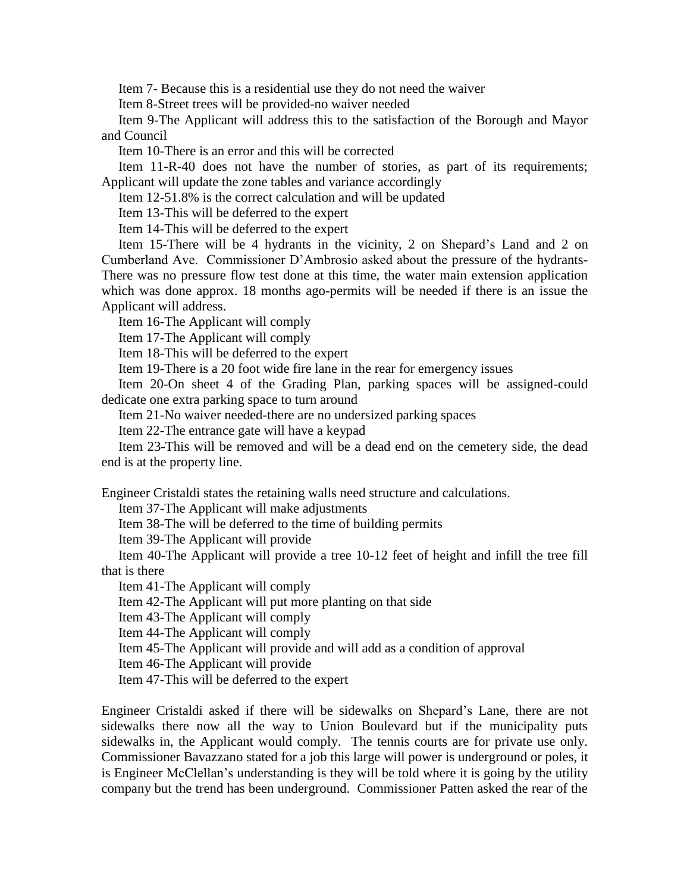Item 7- Because this is a residential use they do not need the waiver

Item 8-Street trees will be provided-no waiver needed

Item 9-The Applicant will address this to the satisfaction of the Borough and Mayor and Council

Item 10-There is an error and this will be corrected

Item 11-R-40 does not have the number of stories, as part of its requirements; Applicant will update the zone tables and variance accordingly

Item 12-51.8% is the correct calculation and will be updated

Item 13-This will be deferred to the expert

Item 14-This will be deferred to the expert

Item 15-There will be 4 hydrants in the vicinity, 2 on Shepard's Land and 2 on Cumberland Ave. Commissioner D'Ambrosio asked about the pressure of the hydrants-There was no pressure flow test done at this time, the water main extension application which was done approx. 18 months ago-permits will be needed if there is an issue the Applicant will address.

Item 16-The Applicant will comply

Item 17-The Applicant will comply

Item 18-This will be deferred to the expert

Item 19-There is a 20 foot wide fire lane in the rear for emergency issues

Item 20-On sheet 4 of the Grading Plan, parking spaces will be assigned-could dedicate one extra parking space to turn around

Item 21-No waiver needed-there are no undersized parking spaces

Item 22-The entrance gate will have a keypad

Item 23-This will be removed and will be a dead end on the cemetery side, the dead end is at the property line.

Engineer Cristaldi states the retaining walls need structure and calculations.

Item 37-The Applicant will make adjustments

Item 38-The will be deferred to the time of building permits

Item 39-The Applicant will provide

Item 40-The Applicant will provide a tree 10-12 feet of height and infill the tree fill that is there

Item 41-The Applicant will comply

Item 42-The Applicant will put more planting on that side

Item 43-The Applicant will comply

Item 44-The Applicant will comply

Item 45-The Applicant will provide and will add as a condition of approval

Item 46-The Applicant will provide

Item 47-This will be deferred to the expert

Engineer Cristaldi asked if there will be sidewalks on Shepard's Lane, there are not sidewalks there now all the way to Union Boulevard but if the municipality puts sidewalks in, the Applicant would comply. The tennis courts are for private use only. Commissioner Bavazzano stated for a job this large will power is underground or poles, it is Engineer McClellan's understanding is they will be told where it is going by the utility company but the trend has been underground. Commissioner Patten asked the rear of the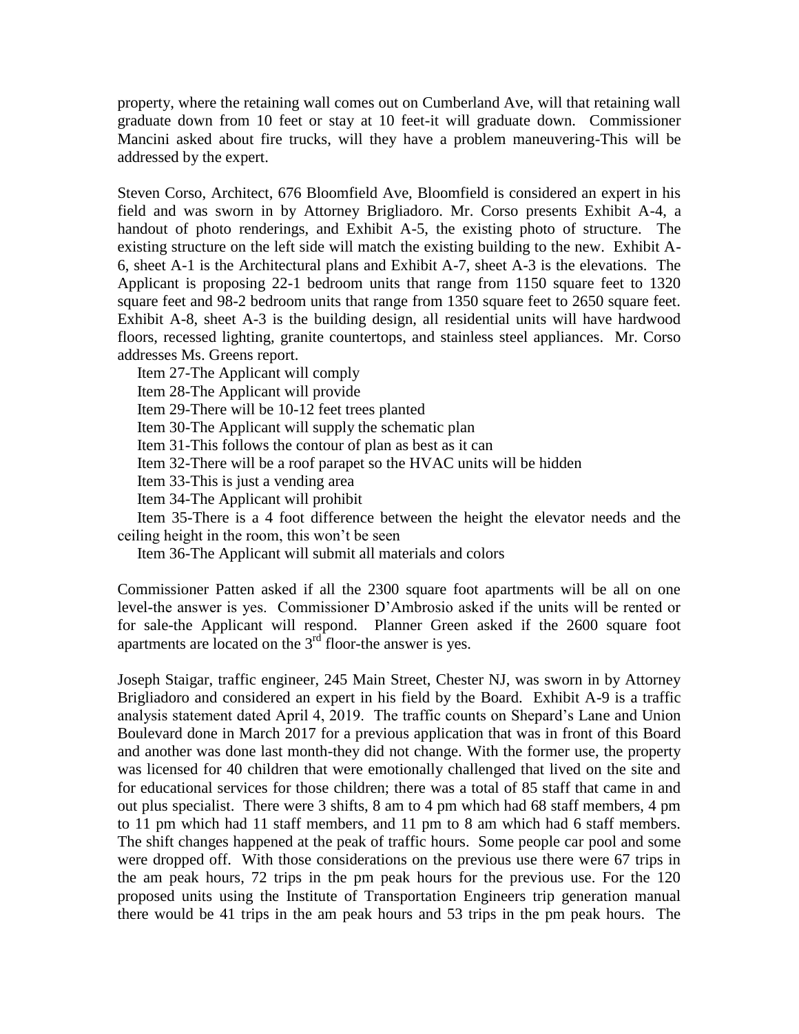property, where the retaining wall comes out on Cumberland Ave, will that retaining wall graduate down from 10 feet or stay at 10 feet-it will graduate down. Commissioner Mancini asked about fire trucks, will they have a problem maneuvering-This will be addressed by the expert.

Steven Corso, Architect, 676 Bloomfield Ave, Bloomfield is considered an expert in his field and was sworn in by Attorney Brigliadoro. Mr. Corso presents Exhibit A-4, a handout of photo renderings, and Exhibit A-5, the existing photo of structure. The existing structure on the left side will match the existing building to the new. Exhibit A-6, sheet A-1 is the Architectural plans and Exhibit A-7, sheet A-3 is the elevations. The Applicant is proposing 22-1 bedroom units that range from 1150 square feet to 1320 square feet and 98-2 bedroom units that range from 1350 square feet to 2650 square feet. Exhibit A-8, sheet A-3 is the building design, all residential units will have hardwood floors, recessed lighting, granite countertops, and stainless steel appliances. Mr. Corso addresses Ms. Greens report.

Item 27-The Applicant will comply

Item 28-The Applicant will provide

Item 29-There will be 10-12 feet trees planted

Item 30-The Applicant will supply the schematic plan

Item 31-This follows the contour of plan as best as it can

Item 32-There will be a roof parapet so the HVAC units will be hidden

Item 33-This is just a vending area

Item 34-The Applicant will prohibit

Item 35-There is a 4 foot difference between the height the elevator needs and the ceiling height in the room, this won't be seen

Item 36-The Applicant will submit all materials and colors

Commissioner Patten asked if all the 2300 square foot apartments will be all on one level-the answer is yes. Commissioner D'Ambrosio asked if the units will be rented or for sale-the Applicant will respond. Planner Green asked if the 2600 square foot apartments are located on the 3rd floor-the answer is yes.

Joseph Staigar, traffic engineer, 245 Main Street, Chester NJ, was sworn in by Attorney Brigliadoro and considered an expert in his field by the Board. Exhibit A-9 is a traffic analysis statement dated April 4, 2019. The traffic counts on Shepard's Lane and Union Boulevard done in March 2017 for a previous application that was in front of this Board and another was done last month-they did not change. With the former use, the property was licensed for 40 children that were emotionally challenged that lived on the site and for educational services for those children; there was a total of 85 staff that came in and out plus specialist. There were 3 shifts, 8 am to 4 pm which had 68 staff members, 4 pm to 11 pm which had 11 staff members, and 11 pm to 8 am which had 6 staff members. The shift changes happened at the peak of traffic hours. Some people car pool and some were dropped off. With those considerations on the previous use there were 67 trips in the am peak hours, 72 trips in the pm peak hours for the previous use. For the 120 proposed units using the Institute of Transportation Engineers trip generation manual there would be 41 trips in the am peak hours and 53 trips in the pm peak hours. The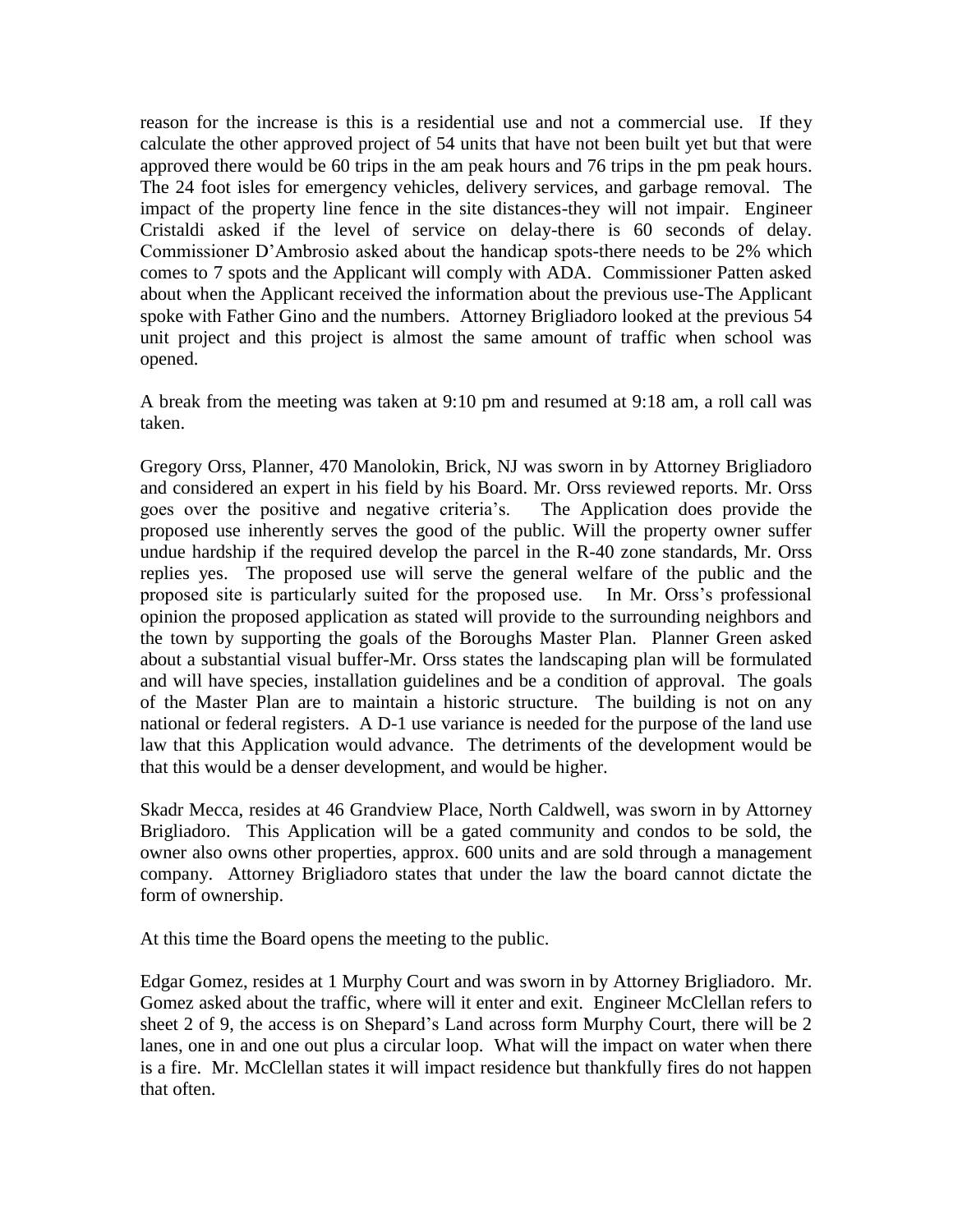reason for the increase is this is a residential use and not a commercial use. If they calculate the other approved project of 54 units that have not been built yet but that were approved there would be 60 trips in the am peak hours and 76 trips in the pm peak hours. The 24 foot isles for emergency vehicles, delivery services, and garbage removal. The impact of the property line fence in the site distances-they will not impair. Engineer Cristaldi asked if the level of service on delay-there is 60 seconds of delay. Commissioner D'Ambrosio asked about the handicap spots-there needs to be 2% which comes to 7 spots and the Applicant will comply with ADA. Commissioner Patten asked about when the Applicant received the information about the previous use-The Applicant spoke with Father Gino and the numbers. Attorney Brigliadoro looked at the previous 54 unit project and this project is almost the same amount of traffic when school was opened.

A break from the meeting was taken at 9:10 pm and resumed at 9:18 am, a roll call was taken.

Gregory Orss, Planner, 470 Manolokin, Brick, NJ was sworn in by Attorney Brigliadoro and considered an expert in his field by his Board. Mr. Orss reviewed reports. Mr. Orss goes over the positive and negative criteria's. The Application does provide the proposed use inherently serves the good of the public. Will the property owner suffer undue hardship if the required develop the parcel in the R-40 zone standards, Mr. Orss replies yes. The proposed use will serve the general welfare of the public and the proposed site is particularly suited for the proposed use. In Mr. Orss's professional opinion the proposed application as stated will provide to the surrounding neighbors and the town by supporting the goals of the Boroughs Master Plan. Planner Green asked about a substantial visual buffer-Mr. Orss states the landscaping plan will be formulated and will have species, installation guidelines and be a condition of approval. The goals of the Master Plan are to maintain a historic structure. The building is not on any national or federal registers. A D-1 use variance is needed for the purpose of the land use law that this Application would advance. The detriments of the development would be that this would be a denser development, and would be higher.

Skadr Mecca, resides at 46 Grandview Place, North Caldwell, was sworn in by Attorney Brigliadoro. This Application will be a gated community and condos to be sold, the owner also owns other properties, approx. 600 units and are sold through a management company. Attorney Brigliadoro states that under the law the board cannot dictate the form of ownership.

At this time the Board opens the meeting to the public.

Edgar Gomez, resides at 1 Murphy Court and was sworn in by Attorney Brigliadoro. Mr. Gomez asked about the traffic, where will it enter and exit. Engineer McClellan refers to sheet 2 of 9, the access is on Shepard's Land across form Murphy Court, there will be 2 lanes, one in and one out plus a circular loop. What will the impact on water when there is a fire. Mr. McClellan states it will impact residence but thankfully fires do not happen that often.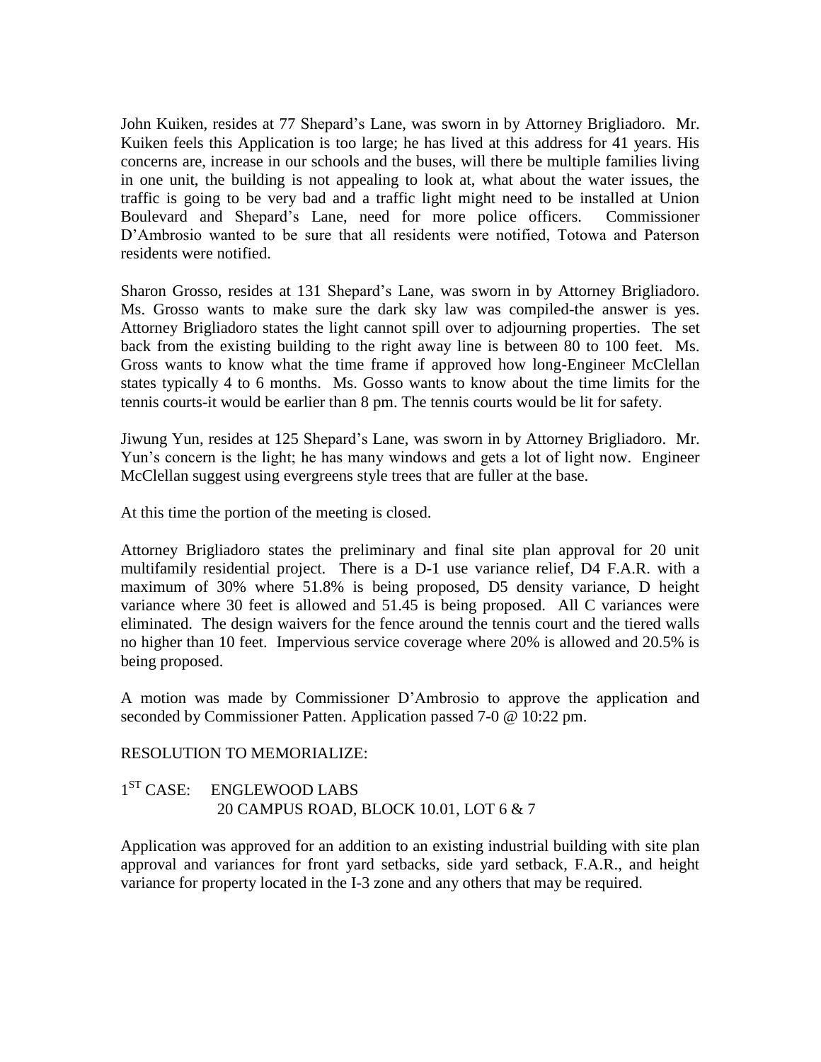John Kuiken, resides at 77 Shepard's Lane, was sworn in by Attorney Brigliadoro. Mr. Kuiken feels this Application is too large; he has lived at this address for 41 years. His concerns are, increase in our schools and the buses, will there be multiple families living in one unit, the building is not appealing to look at, what about the water issues, the traffic is going to be very bad and a traffic light might need to be installed at Union Boulevard and Shepard's Lane, need for more police officers. Commissioner D'Ambrosio wanted to be sure that all residents were notified, Totowa and Paterson residents were notified.

Sharon Grosso, resides at 131 Shepard's Lane, was sworn in by Attorney Brigliadoro. Ms. Grosso wants to make sure the dark sky law was compiled-the answer is yes. Attorney Brigliadoro states the light cannot spill over to adjourning properties. The set back from the existing building to the right away line is between 80 to 100 feet. Ms. Gross wants to know what the time frame if approved how long-Engineer McClellan states typically 4 to 6 months. Ms. Gosso wants to know about the time limits for the tennis courts-it would be earlier than 8 pm. The tennis courts would be lit for safety.

Jiwung Yun, resides at 125 Shepard's Lane, was sworn in by Attorney Brigliadoro. Mr. Yun's concern is the light; he has many windows and gets a lot of light now. Engineer McClellan suggest using evergreens style trees that are fuller at the base.

At this time the portion of the meeting is closed.

Attorney Brigliadoro states the preliminary and final site plan approval for 20 unit multifamily residential project. There is a D-1 use variance relief, D4 F.A.R. with a maximum of 30% where 51.8% is being proposed, D5 density variance, D height variance where 30 feet is allowed and 51.45 is being proposed. All C variances were eliminated. The design waivers for the fence around the tennis court and the tiered walls no higher than 10 feet. Impervious service coverage where 20% is allowed and 20.5% is being proposed.

A motion was made by Commissioner D'Ambrosio to approve the application and seconded by Commissioner Patten. Application passed 7-0 @ 10:22 pm.

RESOLUTION TO MEMORIALIZE:

1ST CASE: ENGLEWOOD LABS
20 CAMPUS ROAD, BLOCK 10.01, LOT 6 & 7

Application was approved for an addition to an existing industrial building with site plan approval and variances for front yard setbacks, side yard setback, F.A.R., and height variance for property located in the I-3 zone and any others that may be required.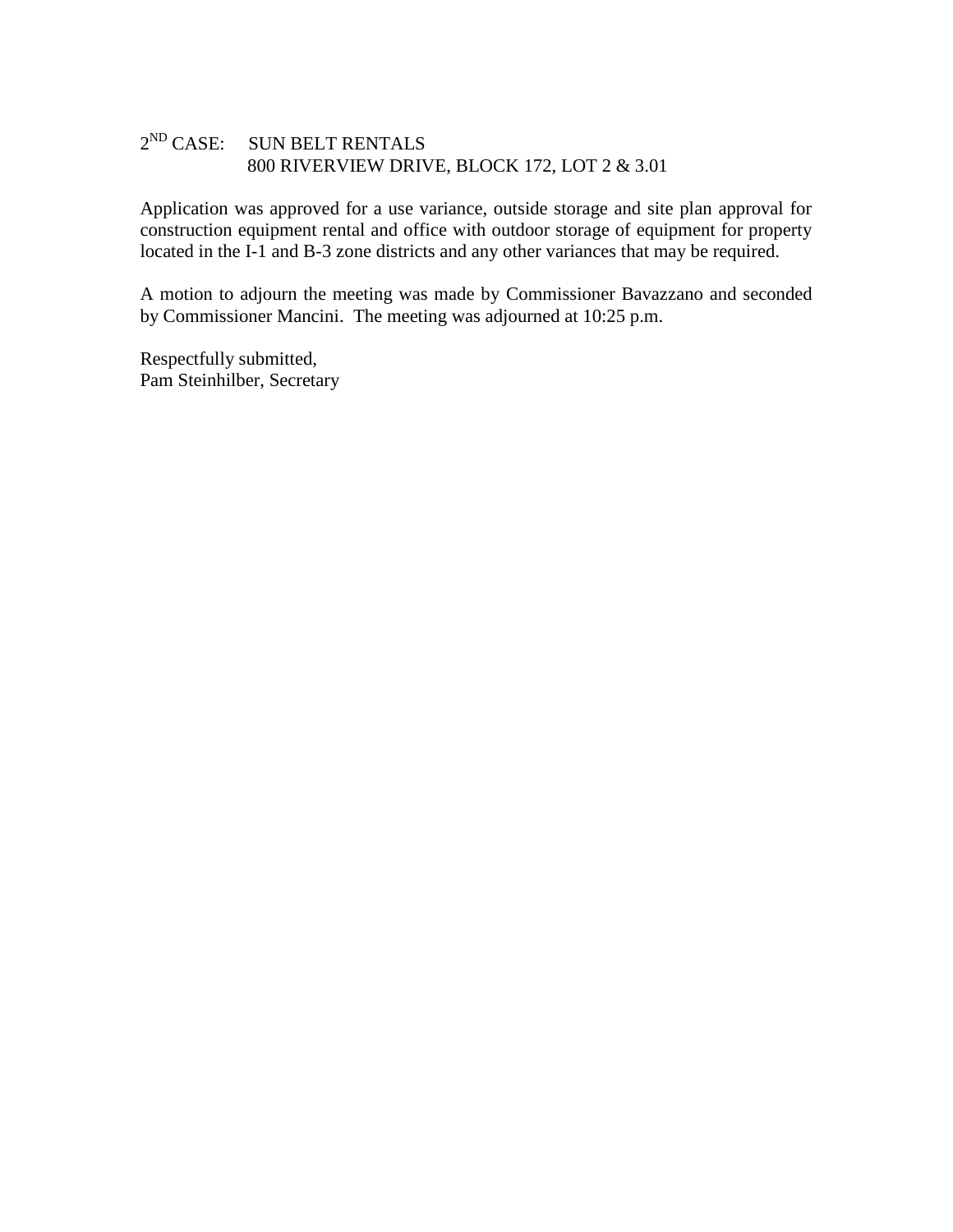2ND CASE: SUN BELT RENTALS
800 RIVERVIEW DRIVE, BLOCK 172, LOT 2 & 3.01

Application was approved for a use variance, outside storage and site plan approval for construction equipment rental and office with outdoor storage of equipment for property located in the I-1 and B-3 zone districts and any other variances that may be required.

A motion to adjourn the meeting was made by Commissioner Bavazzano and seconded by Commissioner Mancini. The meeting was adjourned at 10:25 p.m.

Respectfully submitted,
Pam Steinhilber, Secretary